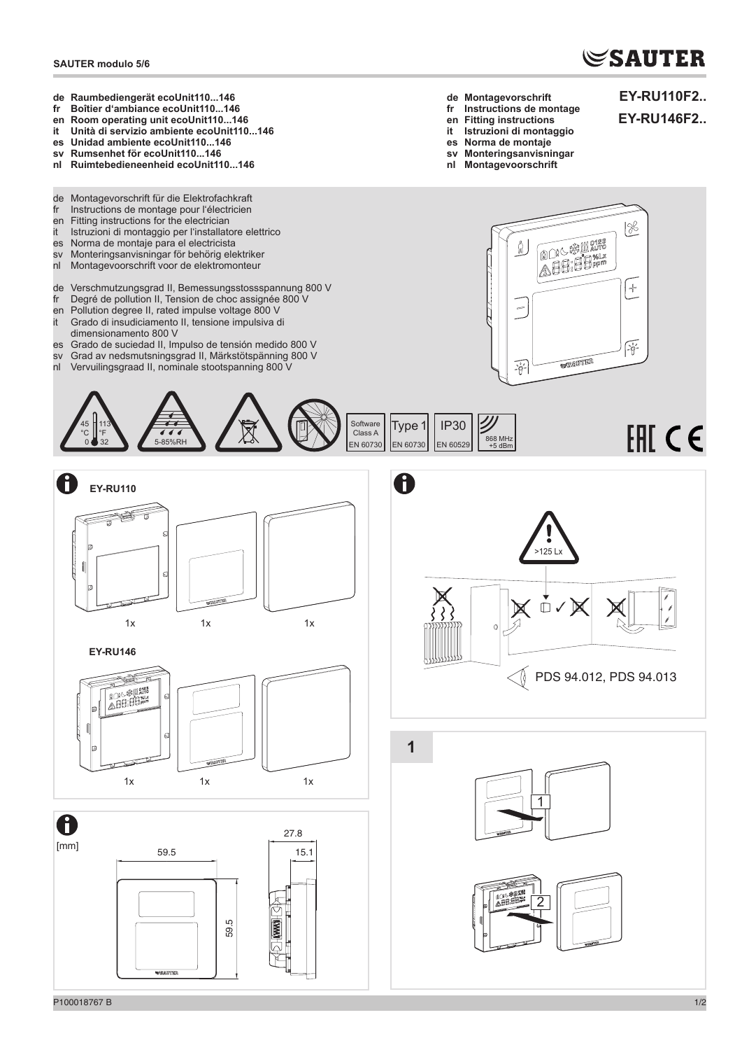SAUTER modulo 5/6

**SAUTER**

**de Raumbediengerät ecoUnit110...146**
**fr Boîtier d'ambiance ecoUnit110...146**
**en Room operating unit ecoUnit110...146**
**it Unità di servizio ambiente ecoUnit110...146**
**es Unidad ambiente ecoUnit110...146**
**sv Rumsenhet för ecoUnit110...146**
**nl Ruimtebedieneenheid ecoUnit110...146**

**de Montagevorschrift**
**fr Instructions de montage**
**en Fitting instructions**
**it Istruzioni di montaggio**
**es Norma de montaje**
**sv Monteringsanvisningar**
**nl Montagevoorschrift**

**EY-RU110F2..**
**EY-RU146F2..**

de Montagevorschrift für die Elektrofachkraft
fr Instructions de montage pour l'électricien
en Fitting instructions for the electrician
it Istruzioni di montaggio per l'installatore elettrico
es Norma de montaje para el electricista
sv Monteringsanvisningar för behörig elektriker
nl Montagevoorschrift voor de elektromonteur

de Verschmutzungsgrad II, Bemessungsstossspannung 800 V
fr Degré de pollution II, Tension de choc assignée 800 V
en Pollution degree II, rated impulse voltage 800 V
it Grado di insudiciamento II, tensione impulsiva di dimensionamento 800 V
es Grado de suciedad II, Impulso de tensión medido 800 V
sv Grad av nedsmutsningsgrad II, Märkstötspänning 800 V
nl Vervuilingsgraad II, nominale stootspanning 800 V

45 °C / 113 °F, 0 °C / 32 °F | 5-85%RH | Software Class A EN 60730 | Type 1 EN 60730 | IP30 EN 60529 | 868 MHz +5 dBm

EAC CE

**EY-RU110**

1x 1x 1x

**EY-RU146**

1x 1x 1x

[mm]

59.5 | 59.5 | 27.8 | 15.1

>125 Lx

PDS 94.012, PDS 94.013

**1**

1

2

P100018767 B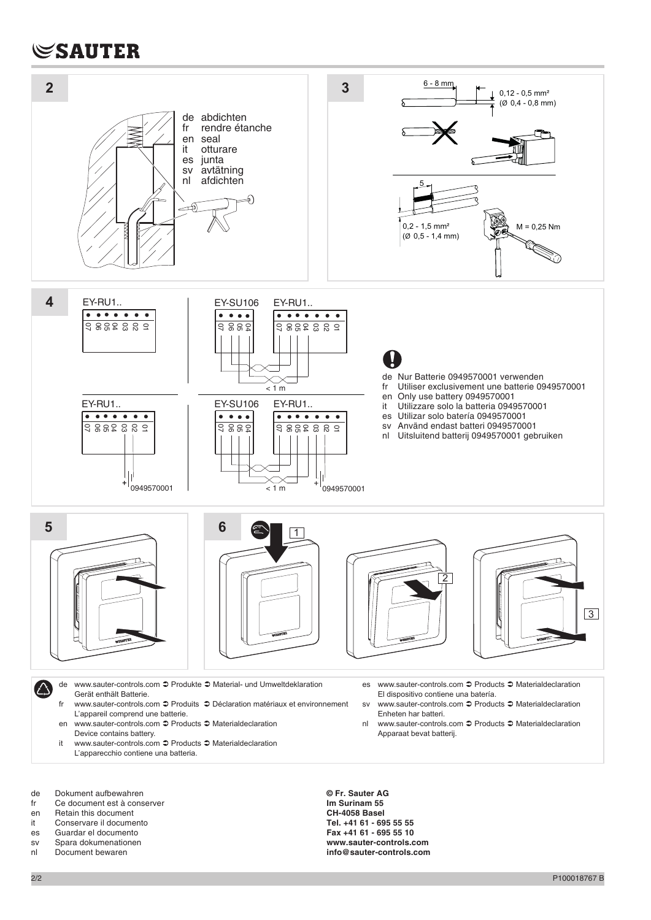## 2

de abdichten
fr rendre étanche
en seal
it otturare
es junta
sv avtätning
nl afdichten

## 3

6 - 8 mm
0,12 - 0,5 mm²
(Ø 0,4 - 0,8 mm)

5
0,2 - 1,5 mm²
(Ø 0,5 - 1,4 mm)
M = 0,25 Nm

## 4

EY-RU1..
07 06 05 04 03 02 01

EY-SU106 EY-RU1..
07 06 05 04 07 06 05 04 03 02 01
< 1 m

EY-RU1..
07 06 05 04 03 02 01
0949570001

EY-SU106 EY-RU1..
07 06 05 04 07 06 05 04 03 02 01
< 1 m
0949570001

de Nur Batterie 0949570001 verwenden
fr Utiliser exclusivement une batterie 0949570001
en Only use battery 0949570001
it Utilizzare solo la batteria 0949570001
es Utilizar solo batería 0949570001
sv Använd endast batteri 0949570001
nl Uitsluitend batterij 0949570001 gebruiken

## 5

## 6

1
2
3

de www.sauter-controls.com ➲ Produkte ➲ Material- und Umweltdeklaration
Gerät enthält Batterie.

fr www.sauter-controls.com ➲ Produits ➲ Déclaration matériaux et environnement
L'appareil comprend une batterie.

en www.sauter-controls.com ➲ Products ➲ Materialdeclaration
Device contains battery.

it www.sauter-controls.com ➲ Products ➲ Materialdeclaration
L'apparecchio contiene una batteria.

es www.sauter-controls.com ➲ Products ➲ Materialdeclaration
El dispositivo contiene una batería.

sv www.sauter-controls.com ➲ Products ➲ Materialdeclaration
Enheten har batteri.

nl www.sauter-controls.com ➲ Products ➲ Materialdeclaration
Apparaat bevat batterij.

de Dokument aufbewahren
fr Ce document est à conserver
en Retain this document
it Conservare il documento
es Guardar el documento
sv Spara dokumenationen
nl Document bewaren

**© Fr. Sauter AG**
**Im Surinam 55**
**CH-4058 Basel**
**Tel. +41 61 - 695 55 55**
**Fax +41 61 - 695 55 10**
**www.sauter-controls.com**
**info@sauter-controls.com**

P100018767 B